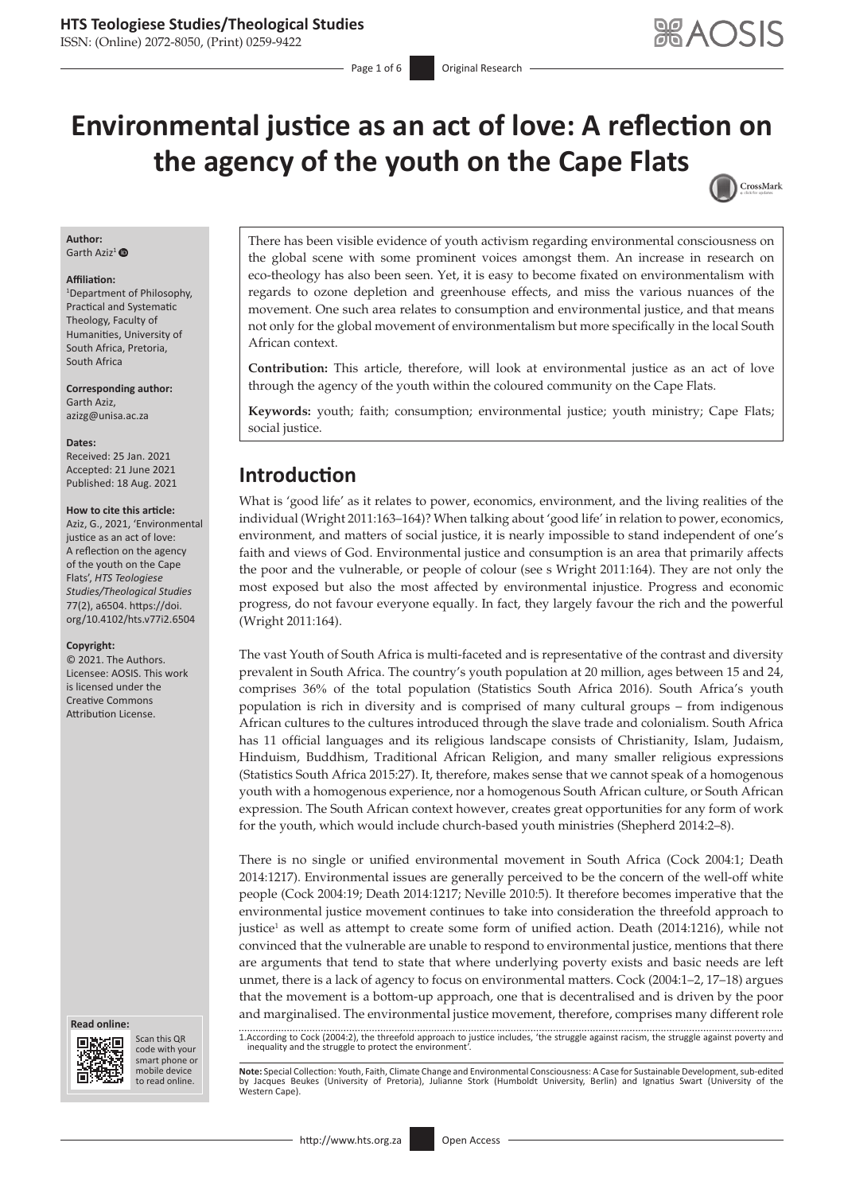# Environmental justice as an act of love: A reflection on the agency of the youth on the Cape Flats

**Author:**
Garth Aziz[1]

**Affiliation:**
[1]Department of Philosophy, Practical and Systematic Theology, Faculty of Humanities, University of South Africa, Pretoria, South Africa

**Corresponding author:**
Garth Aziz,
azizg@unisa.ac.za

**Dates:**
Received: 25 Jan. 2021
Accepted: 21 June 2021
Published: 18 Aug. 2021

**How to cite this article:**
Aziz, G., 2021, 'Environmental justice as an act of love: A reflection on the agency of the youth on the Cape Flats', *HTS Teologiese Studies/Theological Studies* 77(2), a6504. https://doi.org/10.4102/hts.v77i2.6504

**Copyright:**
© 2021. The Authors. Licensee: AOSIS. This work is licensed under the Creative Commons Attribution License.

There has been visible evidence of youth activism regarding environmental consciousness on the global scene with some prominent voices amongst them. An increase in research on eco-theology has also been seen. Yet, it is easy to become fixated on environmentalism with regards to ozone depletion and greenhouse effects, and miss the various nuances of the movement. One such area relates to consumption and environmental justice, and that means not only for the global movement of environmentalism but more specifically in the local South African context.

**Contribution:** This article, therefore, will look at environmental justice as an act of love through the agency of the youth within the coloured community on the Cape Flats.

**Keywords:** youth; faith; consumption; environmental justice; youth ministry; Cape Flats; social justice.

## Introduction

What is 'good life' as it relates to power, economics, environment, and the living realities of the individual (Wright 2011:163–164)? When talking about 'good life' in relation to power, economics, environment, and matters of social justice, it is nearly impossible to stand independent of one's faith and views of God. Environmental justice and consumption is an area that primarily affects the poor and the vulnerable, or people of colour (see s Wright 2011:164). They are not only the most exposed but also the most affected by environmental injustice. Progress and economic progress, do not favour everyone equally. In fact, they largely favour the rich and the powerful (Wright 2011:164).

The vast Youth of South Africa is multi-faceted and is representative of the contrast and diversity prevalent in South Africa. The country's youth population at 20 million, ages between 15 and 24, comprises 36% of the total population (Statistics South Africa 2016). South Africa's youth population is rich in diversity and is comprised of many cultural groups – from indigenous African cultures to the cultures introduced through the slave trade and colonialism. South Africa has 11 official languages and its religious landscape consists of Christianity, Islam, Judaism, Hinduism, Buddhism, Traditional African Religion, and many smaller religious expressions (Statistics South Africa 2015:27). It, therefore, makes sense that we cannot speak of a homogenous youth with a homogenous experience, nor a homogenous South African culture, or South African expression. The South African context however, creates great opportunities for any form of work for the youth, which would include church-based youth ministries (Shepherd 2014:2–8).

There is no single or unified environmental movement in South Africa (Cock 2004:1; Death 2014:1217). Environmental issues are generally perceived to be the concern of the well-off white people (Cock 2004:19; Death 2014:1217; Neville 2010:5). It therefore becomes imperative that the environmental justice movement continues to take into consideration the threefold approach to justice[1] as well as attempt to create some form of unified action. Death (2014:1216), while not convinced that the vulnerable are unable to respond to environmental justice, mentions that there are arguments that tend to state that where underlying poverty exists and basic needs are left unmet, there is a lack of agency to focus on environmental matters. Cock (2004:1–2, 17–18) argues that the movement is a bottom-up approach, one that is decentralised and is driven by the poor and marginalised. The environmental justice movement, therefore, comprises many different role

1. According to Cock (2004:2), the threefold approach to justice includes, 'the struggle against racism, the struggle against poverty and inequality and the struggle to protect the environment'.

**Note:** Special Collection: Youth, Faith, Climate Change and Environmental Consciousness: A Case for Sustainable Development, sub-edited by Jacques Beukes (University of Pretoria), Julianne Stork (Humboldt University, Berlin) and Ignatius Swart (University of the Western Cape).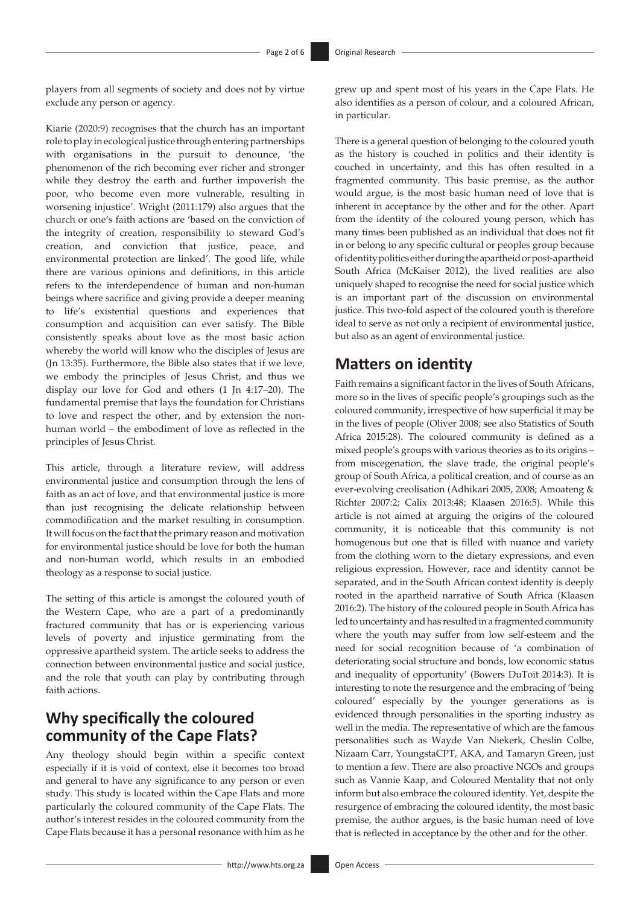players from all segments of society and does not by virtue exclude any person or agency.

Kiarie (2020:9) recognises that the church has an important role to play in ecological justice through entering partnerships with organisations in the pursuit to denounce, 'the phenomenon of the rich becoming ever richer and stronger while they destroy the earth and further impoverish the poor, who become even more vulnerable, resulting in worsening injustice'. Wright (2011:179) also argues that the church or one's faith actions are 'based on the conviction of the integrity of creation, responsibility to steward God's creation, and conviction that justice, peace, and environmental protection are linked'. The good life, while there are various opinions and definitions, in this article refers to the interdependence of human and non-human beings where sacrifice and giving provide a deeper meaning to life's existential questions and experiences that consumption and acquisition can ever satisfy. The Bible consistently speaks about love as the most basic action whereby the world will know who the disciples of Jesus are (Jn 13:35). Furthermore, the Bible also states that if we love, we embody the principles of Jesus Christ, and thus we display our love for God and others (1 Jn 4:17–20). The fundamental premise that lays the foundation for Christians to love and respect the other, and by extension the non-human world – the embodiment of love as reflected in the principles of Jesus Christ.

This article, through a literature review, will address environmental justice and consumption through the lens of faith as an act of love, and that environmental justice is more than just recognising the delicate relationship between commodification and the market resulting in consumption. It will focus on the fact that the primary reason and motivation for environmental justice should be love for both the human and non-human world, which results in an embodied theology as a response to social justice.

The setting of this article is amongst the coloured youth of the Western Cape, who are a part of a predominantly fractured community that has or is experiencing various levels of poverty and injustice germinating from the oppressive apartheid system. The article seeks to address the connection between environmental justice and social justice, and the role that youth can play by contributing through faith actions.

## Why specifically the coloured community of the Cape Flats?

Any theology should begin within a specific context especially if it is void of context, else it becomes too broad and general to have any significance to any person or even study. This study is located within the Cape Flats and more particularly the coloured community of the Cape Flats. The author's interest resides in the coloured community from the Cape Flats because it has a personal resonance with him as he grew up and spent most of his years in the Cape Flats. He also identifies as a person of colour, and a coloured African, in particular.

There is a general question of belonging to the coloured youth as the history is couched in politics and their identity is couched in uncertainty, and this has often resulted in a fragmented community. This basic premise, as the author would argue, is the most basic human need of love that is inherent in acceptance by the other and for the other. Apart from the identity of the coloured young person, which has many times been published as an individual that does not fit in or belong to any specific cultural or peoples group because of identity politics either during the apartheid or post-apartheid South Africa (McKaiser 2012), the lived realities are also uniquely shaped to recognise the need for social justice which is an important part of the discussion on environmental justice. This two-fold aspect of the coloured youth is therefore ideal to serve as not only a recipient of environmental justice, but also as an agent of environmental justice.

## Matters on identity

Faith remains a significant factor in the lives of South Africans, more so in the lives of specific people's groupings such as the coloured community, irrespective of how superficial it may be in the lives of people (Oliver 2008; see also Statistics of South Africa 2015:28). The coloured community is defined as a mixed people's groups with various theories as to its origins – from miscegenation, the slave trade, the original people's group of South Africa, a political creation, and of course as an ever-evolving creolisation (Adhikari 2005, 2008; Amoateng & Richter 2007:2; Calix 2013:48; Klaasen 2016:5). While this article is not aimed at arguing the origins of the coloured community, it is noticeable that this community is not homogenous but one that is filled with nuance and variety from the clothing worn to the dietary expressions, and even religious expression. However, race and identity cannot be separated, and in the South African context identity is deeply rooted in the apartheid narrative of South Africa (Klaasen 2016:2). The history of the coloured people in South Africa has led to uncertainty and has resulted in a fragmented community where the youth may suffer from low self-esteem and the need for social recognition because of 'a combination of deteriorating social structure and bonds, low economic status and inequality of opportunity' (Bowers DuToit 2014:3). It is interesting to note the resurgence and the embracing of 'being coloured' especially by the younger generations as is evidenced through personalities in the sporting industry as well in the media. The representative of which are the famous personalities such as Wayde Van Niekerk, Cheslin Colbe, Nizaam Carr, YoungstaCPT, AKA, and Tamaryn Green, just to mention a few. There are also proactive NGOs and groups such as Vannie Kaap, and Coloured Mentality that not only inform but also embrace the coloured identity. Yet, despite the resurgence of embracing the coloured identity, the most basic premise, the author argues, is the basic human need of love that is reflected in acceptance by the other and for the other.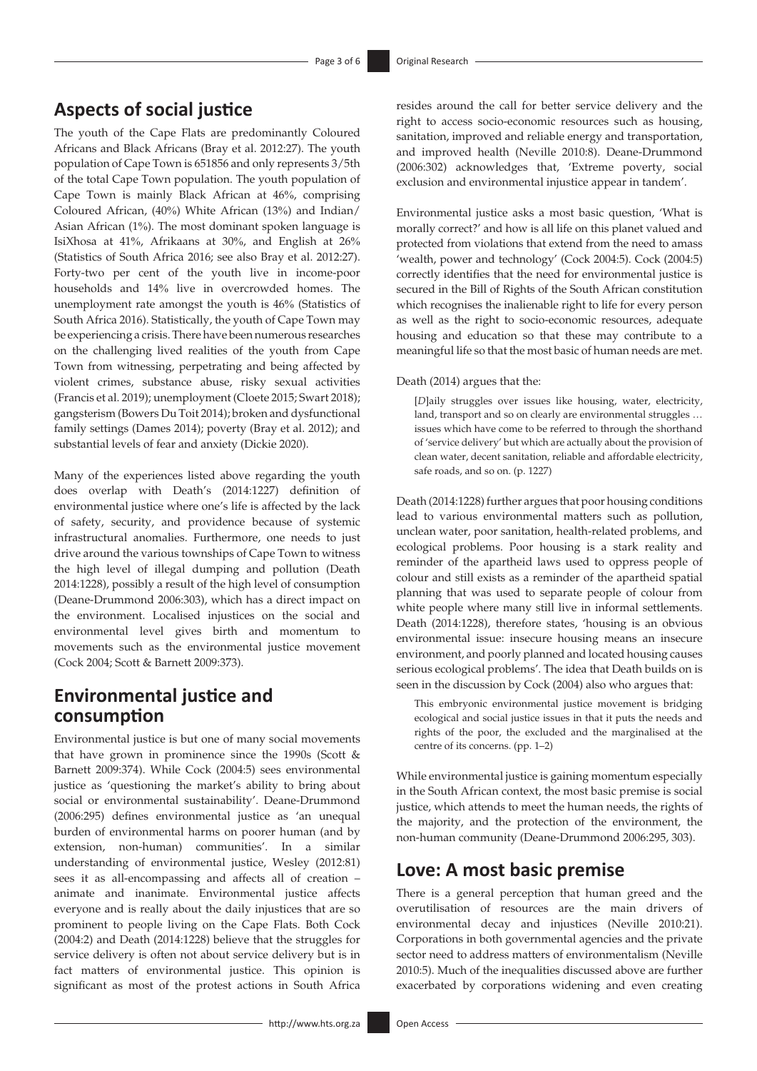## Aspects of social justice

The youth of the Cape Flats are predominantly Coloured Africans and Black Africans (Bray et al. 2012:27). The youth population of Cape Town is 651856 and only represents 3/5th of the total Cape Town population. The youth population of Cape Town is mainly Black African at 46%, comprising Coloured African, (40%) White African (13%) and Indian/Asian African (1%). The most dominant spoken language is IsiXhosa at 41%, Afrikaans at 30%, and English at 26% (Statistics of South Africa 2016; see also Bray et al. 2012:27). Forty-two per cent of the youth live in income-poor households and 14% live in overcrowded homes. The unemployment rate amongst the youth is 46% (Statistics of South Africa 2016). Statistically, the youth of Cape Town may be experiencing a crisis. There have been numerous researches on the challenging lived realities of the youth from Cape Town from witnessing, perpetrating and being affected by violent crimes, substance abuse, risky sexual activities (Francis et al. 2019); unemployment (Cloete 2015; Swart 2018); gangsterism (Bowers Du Toit 2014); broken and dysfunctional family settings (Dames 2014); poverty (Bray et al. 2012); and substantial levels of fear and anxiety (Dickie 2020).

Many of the experiences listed above regarding the youth does overlap with Death's (2014:1227) definition of environmental justice where one's life is affected by the lack of safety, security, and providence because of systemic infrastructural anomalies. Furthermore, one needs to just drive around the various townships of Cape Town to witness the high level of illegal dumping and pollution (Death 2014:1228), possibly a result of the high level of consumption (Deane-Drummond 2006:303), which has a direct impact on the environment. Localised injustices on the social and environmental level gives birth and momentum to movements such as the environmental justice movement (Cock 2004; Scott & Barnett 2009:373).

## Environmental justice and consumption

Environmental justice is but one of many social movements that have grown in prominence since the 1990s (Scott & Barnett 2009:374). While Cock (2004:5) sees environmental justice as 'questioning the market's ability to bring about social or environmental sustainability'. Deane-Drummond (2006:295) defines environmental justice as 'an unequal burden of environmental harms on poorer human (and by extension, non-human) communities'. In a similar understanding of environmental justice, Wesley (2012:81) sees it as all-encompassing and affects all of creation – animate and inanimate. Environmental justice affects everyone and is really about the daily injustices that are so prominent to people living on the Cape Flats. Both Cock (2004:2) and Death (2014:1228) believe that the struggles for service delivery is often not about service delivery but is in fact matters of environmental justice. This opinion is significant as most of the protest actions in South Africa resides around the call for better service delivery and the right to access socio-economic resources such as housing, sanitation, improved and reliable energy and transportation, and improved health (Neville 2010:8). Deane-Drummond (2006:302) acknowledges that, 'Extreme poverty, social exclusion and environmental injustice appear in tandem'.

Environmental justice asks a most basic question, 'What is morally correct?' and how is all life on this planet valued and protected from violations that extend from the need to amass 'wealth, power and technology' (Cock 2004:5). Cock (2004:5) correctly identifies that the need for environmental justice is secured in the Bill of Rights of the South African constitution which recognises the inalienable right to life for every person as well as the right to socio-economic resources, adequate housing and education so that these may contribute to a meaningful life so that the most basic of human needs are met.

Death (2014) argues that the:

> [*D*]aily struggles over issues like housing, water, electricity, land, transport and so on clearly are environmental struggles … issues which have come to be referred to through the shorthand of 'service delivery' but which are actually about the provision of clean water, decent sanitation, reliable and affordable electricity, safe roads, and so on. (p. 1227)

Death (2014:1228) further argues that poor housing conditions lead to various environmental matters such as pollution, unclean water, poor sanitation, health-related problems, and ecological problems. Poor housing is a stark reality and reminder of the apartheid laws used to oppress people of colour and still exists as a reminder of the apartheid spatial planning that was used to separate people of colour from white people where many still live in informal settlements. Death (2014:1228), therefore states, 'housing is an obvious environmental issue: insecure housing means an insecure environment, and poorly planned and located housing causes serious ecological problems'. The idea that Death builds on is seen in the discussion by Cock (2004) also who argues that:

> This embryonic environmental justice movement is bridging ecological and social justice issues in that it puts the needs and rights of the poor, the excluded and the marginalised at the centre of its concerns. (pp. 1–2)

While environmental justice is gaining momentum especially in the South African context, the most basic premise is social justice, which attends to meet the human needs, the rights of the majority, and the protection of the environment, the non-human community (Deane-Drummond 2006:295, 303).

## Love: A most basic premise

There is a general perception that human greed and the overutilisation of resources are the main drivers of environmental decay and injustices (Neville 2010:21). Corporations in both governmental agencies and the private sector need to address matters of environmentalism (Neville 2010:5). Much of the inequalities discussed above are further exacerbated by corporations widening and even creating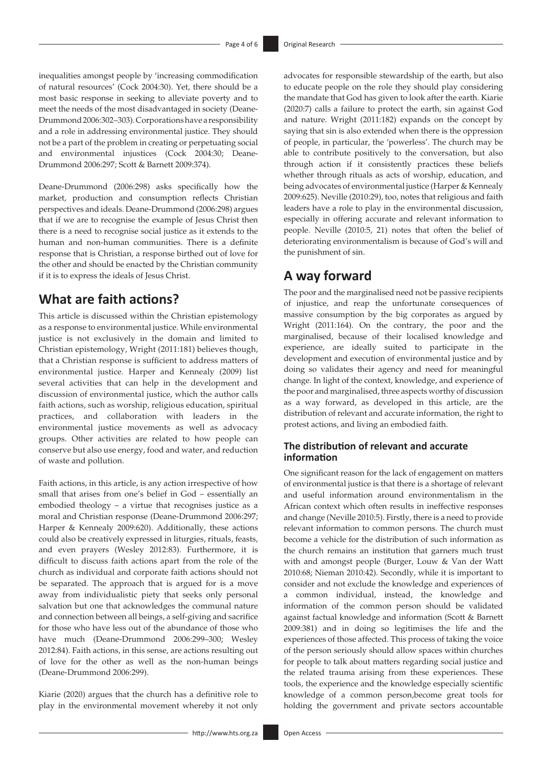inequalities amongst people by 'increasing commodification of natural resources' (Cock 2004:30). Yet, there should be a most basic response in seeking to alleviate poverty and to meet the needs of the most disadvantaged in society (Deane-Drummond 2006:302–303). Corporations have a responsibility and a role in addressing environmental justice. They should not be a part of the problem in creating or perpetuating social and environmental injustices (Cock 2004:30; Deane-Drummond 2006:297; Scott & Barnett 2009:374).

Deane-Drummond (2006:298) asks specifically how the market, production and consumption reflects Christian perspectives and ideals. Deane-Drummond (2006:298) argues that if we are to recognise the example of Jesus Christ then there is a need to recognise social justice as it extends to the human and non-human communities. There is a definite response that is Christian, a response birthed out of love for the other and should be enacted by the Christian community if it is to express the ideals of Jesus Christ.

## What are faith actions?

This article is discussed within the Christian epistemology as a response to environmental justice. While environmental justice is not exclusively in the domain and limited to Christian epistemology, Wright (2011:181) believes though, that a Christian response is sufficient to address matters of environmental justice. Harper and Kennealy (2009) list several activities that can help in the development and discussion of environmental justice, which the author calls faith actions, such as worship, religious education, spiritual practices, and collaboration with leaders in the environmental justice movements as well as advocacy groups. Other activities are related to how people can conserve but also use energy, food and water, and reduction of waste and pollution.

Faith actions, in this article, is any action irrespective of how small that arises from one's belief in God – essentially an embodied theology – a virtue that recognises justice as a moral and Christian response (Deane-Drummond 2006:297; Harper & Kennealy 2009:620). Additionally, these actions could also be creatively expressed in liturgies, rituals, feasts, and even prayers (Wesley 2012:83). Furthermore, it is difficult to discuss faith actions apart from the role of the church as individual and corporate faith actions should not be separated. The approach that is argued for is a move away from individualistic piety that seeks only personal salvation but one that acknowledges the communal nature and connection between all beings, a self-giving and sacrifice for those who have less out of the abundance of those who have much (Deane-Drummond 2006:299–300; Wesley 2012:84). Faith actions, in this sense, are actions resulting out of love for the other as well as the non-human beings (Deane-Drummond 2006:299).

Kiarie (2020) argues that the church has a definitive role to play in the environmental movement whereby it not only advocates for responsible stewardship of the earth, but also to educate people on the role they should play considering the mandate that God has given to look after the earth. Kiarie (2020:7) calls a failure to protect the earth, sin against God and nature. Wright (2011:182) expands on the concept by saying that sin is also extended when there is the oppression of people, in particular, the 'powerless'. The church may be able to contribute positively to the conversation, but also through action if it consistently practices these beliefs whether through rituals as acts of worship, education, and being advocates of environmental justice (Harper & Kennealy 2009:625). Neville (2010:29), too, notes that religious and faith leaders have a role to play in the environmental discussion, especially in offering accurate and relevant information to people. Neville (2010:5, 21) notes that often the belief of deteriorating environmentalism is because of God's will and the punishment of sin.

## A way forward

The poor and the marginalised need not be passive recipients of injustice, and reap the unfortunate consequences of massive consumption by the big corporates as argued by Wright (2011:164). On the contrary, the poor and the marginalised, because of their localised knowledge and experience, are ideally suited to participate in the development and execution of environmental justice and by doing so validates their agency and need for meaningful change. In light of the context, knowledge, and experience of the poor and marginalised, three aspects worthy of discussion as a way forward, as developed in this article, are the distribution of relevant and accurate information, the right to protest actions, and living an embodied faith.

### The distribution of relevant and accurate information

One significant reason for the lack of engagement on matters of environmental justice is that there is a shortage of relevant and useful information around environmentalism in the African context which often results in ineffective responses and change (Neville 2010:5). Firstly, there is a need to provide relevant information to common persons. The church must become a vehicle for the distribution of such information as the church remains an institution that garners much trust with and amongst people (Burger, Louw & Van der Watt 2010:68; Nieman 2010:42). Secondly, while it is important to consider and not exclude the knowledge and experiences of a common individual, instead, the knowledge and information of the common person should be validated against factual knowledge and information (Scott & Barnett 2009:381) and in doing so legitimises the life and the experiences of those affected. This process of taking the voice of the person seriously should allow spaces within churches for people to talk about matters regarding social justice and the related trauma arising from these experiences. These tools, the experience and the knowledge especially scientific knowledge of a common person,become great tools for holding the government and private sectors accountable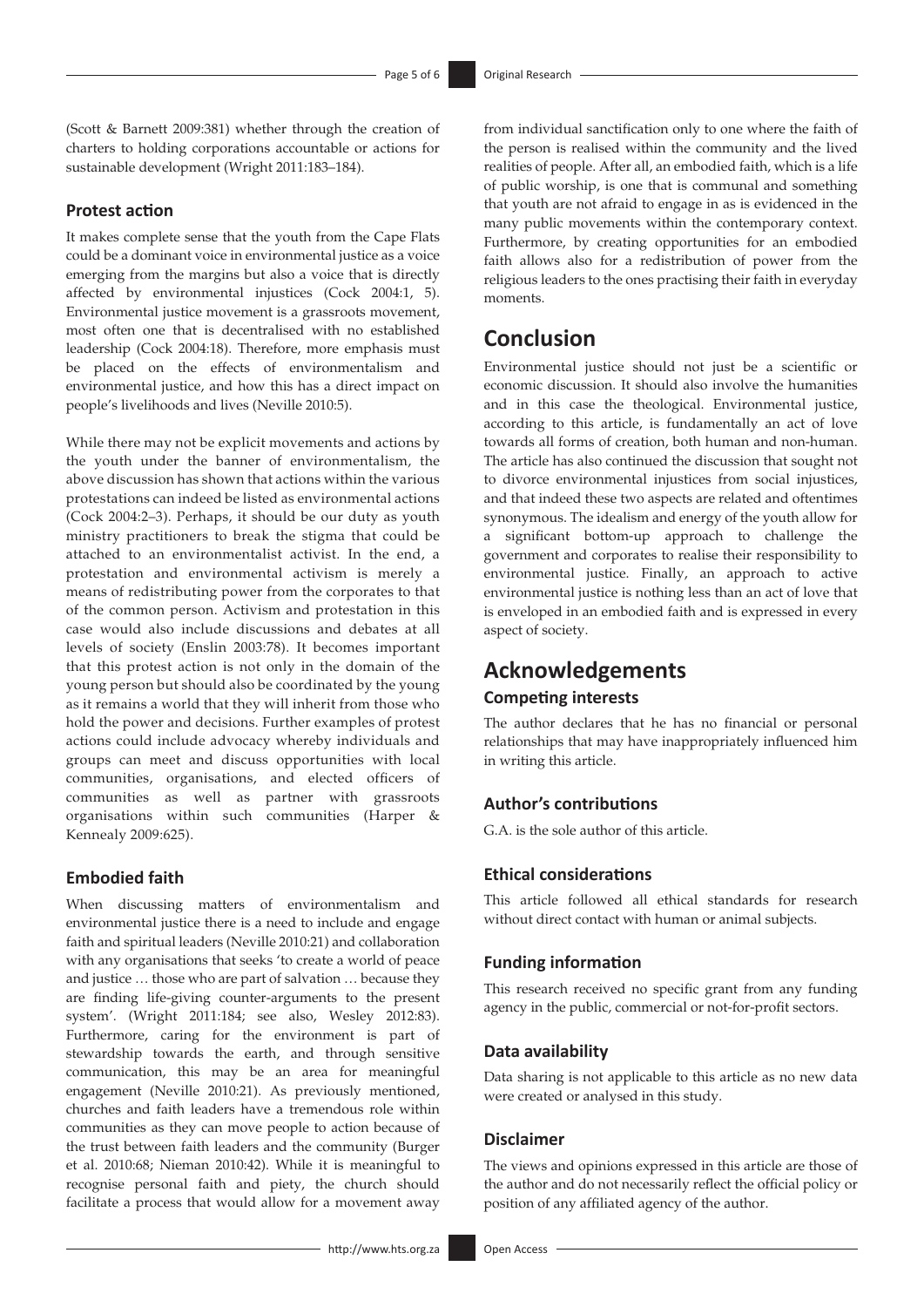(Scott & Barnett 2009:381) whether through the creation of charters to holding corporations accountable or actions for sustainable development (Wright 2011:183–184).

### Protest action

It makes complete sense that the youth from the Cape Flats could be a dominant voice in environmental justice as a voice emerging from the margins but also a voice that is directly affected by environmental injustices (Cock 2004:1, 5). Environmental justice movement is a grassroots movement, most often one that is decentralised with no established leadership (Cock 2004:18). Therefore, more emphasis must be placed on the effects of environmentalism and environmental justice, and how this has a direct impact on people's livelihoods and lives (Neville 2010:5).

While there may not be explicit movements and actions by the youth under the banner of environmentalism, the above discussion has shown that actions within the various protestations can indeed be listed as environmental actions (Cock 2004:2–3). Perhaps, it should be our duty as youth ministry practitioners to break the stigma that could be attached to an environmentalist activist. In the end, a protestation and environmental activism is merely a means of redistributing power from the corporates to that of the common person. Activism and protestation in this case would also include discussions and debates at all levels of society (Enslin 2003:78). It becomes important that this protest action is not only in the domain of the young person but should also be coordinated by the young as it remains a world that they will inherit from those who hold the power and decisions. Further examples of protest actions could include advocacy whereby individuals and groups can meet and discuss opportunities with local communities, organisations, and elected officers of communities as well as partner with grassroots organisations within such communities (Harper & Kennealy 2009:625).

### Embodied faith

When discussing matters of environmentalism and environmental justice there is a need to include and engage faith and spiritual leaders (Neville 2010:21) and collaboration with any organisations that seeks 'to create a world of peace and justice … those who are part of salvation … because they are finding life-giving counter-arguments to the present system'. (Wright 2011:184; see also, Wesley 2012:83). Furthermore, caring for the environment is part of stewardship towards the earth, and through sensitive communication, this may be an area for meaningful engagement (Neville 2010:21). As previously mentioned, churches and faith leaders have a tremendous role within communities as they can move people to action because of the trust between faith leaders and the community (Burger et al. 2010:68; Nieman 2010:42). While it is meaningful to recognise personal faith and piety, the church should facilitate a process that would allow for a movement away from individual sanctification only to one where the faith of the person is realised within the community and the lived realities of people. After all, an embodied faith, which is a life of public worship, is one that is communal and something that youth are not afraid to engage in as is evidenced in the many public movements within the contemporary context. Furthermore, by creating opportunities for an embodied faith allows also for a redistribution of power from the religious leaders to the ones practising their faith in everyday moments.

## Conclusion

Environmental justice should not just be a scientific or economic discussion. It should also involve the humanities and in this case the theological. Environmental justice, according to this article, is fundamentally an act of love towards all forms of creation, both human and non-human. The article has also continued the discussion that sought not to divorce environmental injustices from social injustices, and that indeed these two aspects are related and oftentimes synonymous. The idealism and energy of the youth allow for a significant bottom-up approach to challenge the government and corporates to realise their responsibility to environmental justice. Finally, an approach to active environmental justice is nothing less than an act of love that is enveloped in an embodied faith and is expressed in every aspect of society.

## Acknowledgements

### Competing interests

The author declares that he has no financial or personal relationships that may have inappropriately influenced him in writing this article.

### Author's contributions

G.A. is the sole author of this article.

### Ethical considerations

This article followed all ethical standards for research without direct contact with human or animal subjects.

### Funding information

This research received no specific grant from any funding agency in the public, commercial or not-for-profit sectors.

### Data availability

Data sharing is not applicable to this article as no new data were created or analysed in this study.

### Disclaimer

The views and opinions expressed in this article are those of the author and do not necessarily reflect the official policy or position of any affiliated agency of the author.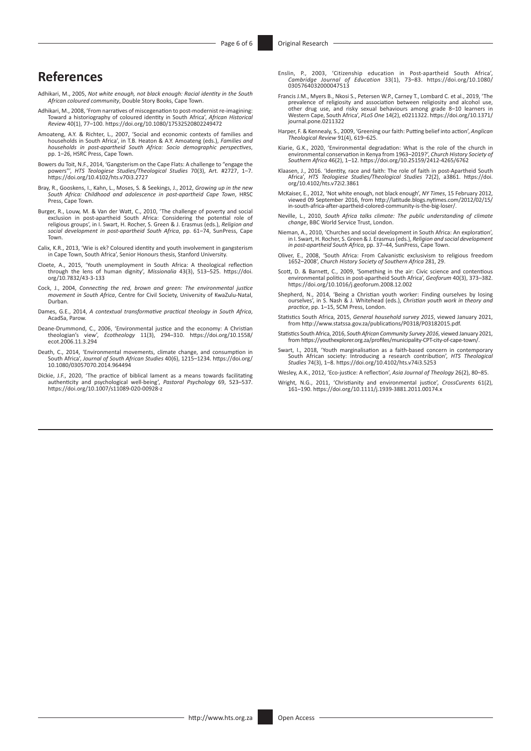## References

Adhikari, M., 2005, *Not white enough, not black enough: Racial identity in the South African coloured community*, Double Story Books, Cape Town.

Adhikari, M., 2008, 'From narratives of miscegenation to post-modernist re-imagining: Toward a historiography of coloured identity in South Africa', *African Historical Review* 40(1), 77–100. https://doi.org/10.1080/17532520802249472

Amoateng, A.Y. & Richter, L., 2007, 'Social and economic contexts of families and households in South Africa', in T.B. Heaton & A.Y. Amoateng (eds.), *Families and households in post-apartheid South Africa: Socio demographic perspectives*, pp. 1–26, HSRC Press, Cape Town.

Bowers du Toit, N.F., 2014, 'Gangsterism on the Cape Flats: A challenge to "engage the powers"', *HTS Teologiese Studies/Theological Studies* 70(3), Art. #2727, 1–7. https://doi.org/10.4102/hts.v70i3.2727

Bray, R., Gooskens, I., Kahn, L., Moses, S. & Seekings, J., 2012, *Growing up in the new South Africa: Childhood and adolescence in post-apartheid Cape Town*, HRSC Press, Cape Town.

Burger, R., Louw, M. & Van der Watt, C., 2010, 'The challenge of poverty and social exclusion in post-apartheid South Africa: Considering the potential role of religious groups', in I. Swart, H. Rocher, S. Green & J. Erasmus (eds.), *Religion and social development in post-apartheid South Africa*, pp. 61–74, SunPress, Cape Town.

Calix, K.R., 2013, 'Wie is ek? Coloured identity and youth involvement in gangsterism in Cape Town, South Africa', Senior Honours thesis, Stanford University.

Cloete, A., 2015, 'Youth unemployment in South Africa: A theological reflection through the lens of human dignity', *Missionalia* 43(3), 513–525. https://doi.org/10.7832/43-3-133

Cock, J., 2004, *Connecting the red, brown and green: The environmental justice movement in South Africa*, Centre for Civil Society, University of KwaZulu-Natal, Durban.

Dames, G.E., 2014, *A contextual transformative practical theology in South Africa*, AcadSa, Parow.

Deane-Drummond, C., 2006, 'Environmental justice and the economy: A Christian theologian's view', *Ecotheology* 11(3), 294–310. https://doi.org/10.1558/ecot.2006.11.3.294

Death, C., 2014, 'Environmental movements, climate change, and consumption in South Africa', *Journal of South African Studies* 40(6), 1215–1234. https://doi.org/10.1080/03057070.2014.964494

Dickie, J.F., 2020, 'The practice of biblical lament as a means towards facilitating authenticity and psychological well-being', *Pastoral Psychology* 69, 523–537. https://doi.org/10.1007/s11089-020-00928-z

Enslin, P., 2003, 'Citizenship education in Post-apartheid South Africa', *Cambridge Journal of Education* 33(1), 73–83. https://doi.org/10.1080/0305764032000047513

Francis J.M., Myers B., Nkosi S., Petersen W.P., Carney T., Lombard C. et al., 2019, 'The prevalence of religiosity and association between religiosity and alcohol use, other drug use, and risky sexual behaviours among grade 8–10 learners in Western Cape, South Africa', *PLoS One* 14(2), e0211322. https://doi.org/10.1371/journal.pone.0211322

Harper, F. & Kennealy, S., 2009, 'Greening our faith: Putting belief into action', *Anglican Theological Review* 91(4), 619–625.

Kiarie, G.K., 2020, 'Environmental degradation: What is the role of the church in environmental conservation in Kenya from 1963–2019?', *Church History Society of Southern Africa* 46(2), 1–12. https://doi.org/10.25159/2412-4265/6762

Klaasen, J., 2016. 'Identity, race and faith: The role of faith in post-Apartheid South Africa', *HTS Teologiese Studies/Theological Studies* 72(2), a3861. https://doi.org/10.4102/hts.v72i2.3861

McKaiser, E., 2012, 'Not white enough, not black enough', *NY Times*, 15 February 2012, viewed 09 September 2016, from http://latitude.blogs.nytimes.com/2012/02/15/in-south-africa-after-apartheid-colored-community-is-the-big-loser/.

Neville, L., 2010, *South Africa talks climate: The public understanding of climate change*, BBC World Service Trust, London.

Nieman, A., 2010, 'Churches and social development in South Africa: An exploration', in I. Swart, H. Rocher, S. Green & J. Erasmus (eds.), *Religion and social development in post-apartheid South Africa*, pp. 37–44, SunPress, Cape Town.

Oliver, E., 2008, 'South Africa: From Calvanistic exclusivism to religious freedom 1652–2008', *Church History Society of Southern Africa* 281, 29.

Scott, D. & Barnett, C., 2009, 'Something in the air: Civic science and contentious environmental politics in post-apartheid South Africa', *Geoforum* 40(3), 373–382. https://doi.org/10.1016/j.geoforum.2008.12.002

Shepherd, N., 2014, 'Being a Christian youth worker: Finding ourselves by losing ourselves', in S. Nash & J. Whitehead (eds.), *Christian youth work in theory and practice*, pp. 1–15, SCM Press, London.

Statistics South Africa, 2015, *General household survey 2015*, viewed January 2021, from http://www.statssa.gov.za/publications/P0318/P03182015.pdf.

Statistics South Africa, 2016, *South African Community Survey 2016*, viewed January 2021, from https://youthexplorer.org.za/profiles/municipality-CPT-city-of-cape-town/.

Swart, I., 2018, 'Youth marginalisation as a faith-based concern in contemporary South African society: Introducing a research contribution', *HTS Theological Studies* 74(3), 1–8. https://doi.org/10.4102/hts.v74i3.5253

Wesley, A.K., 2012, 'Eco-justice: A reflection', *Asia Journal of Theology* 26(2), 80–85.

Wright, N.G., 2011, 'Christianity and environmental justice', *CrossCurents* 61(2), 161–190. https://doi.org/10.1111/j.1939-3881.2011.00174.x